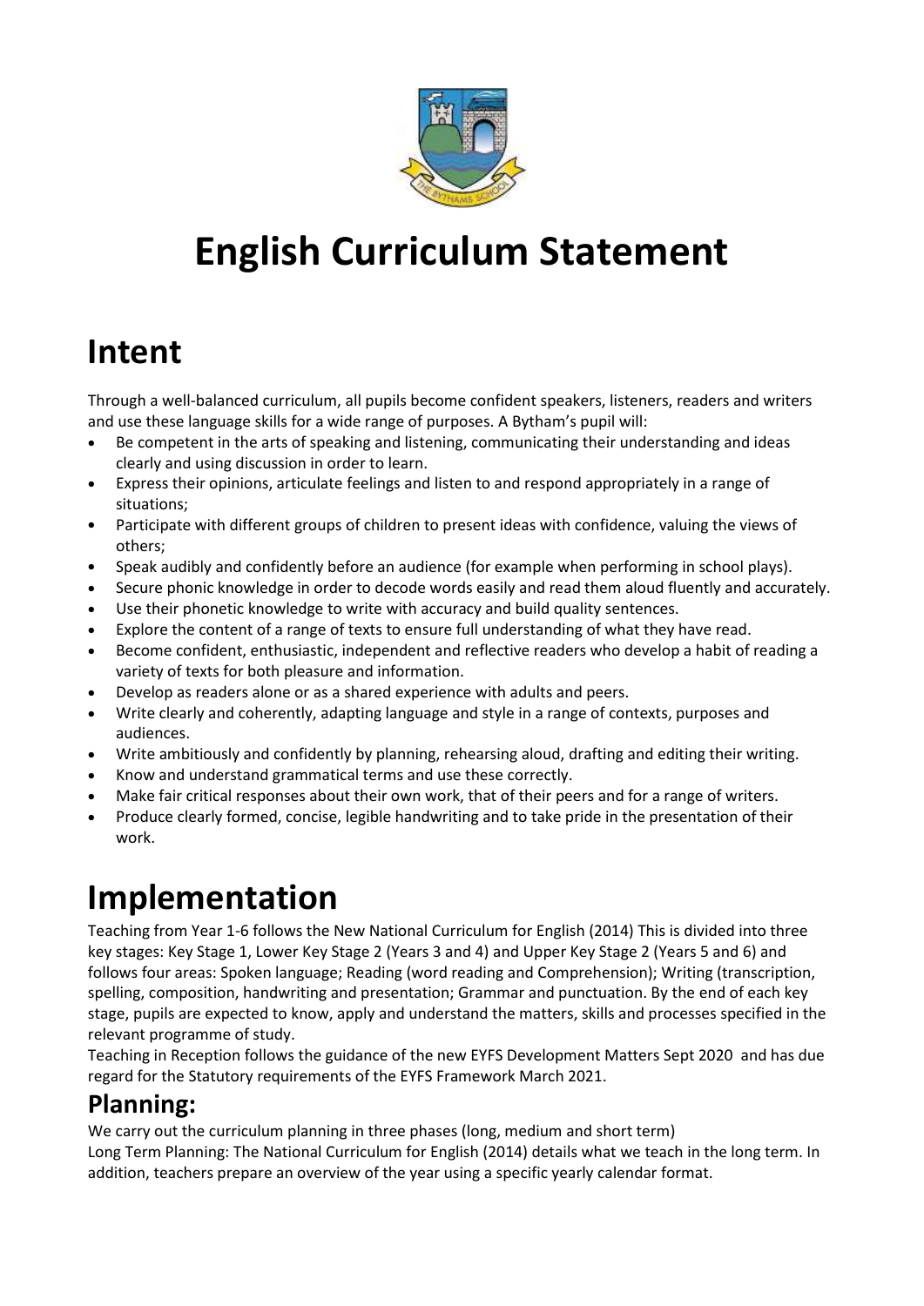# English Curriculum Statement

## Intent

Through a well-balanced curriculum, all pupils become confident speakers, listeners, readers and writers and use these language skills for a wide range of purposes. A Bytham's pupil will:

- Be competent in the arts of speaking and listening, communicating their understanding and ideas clearly and using discussion in order to learn.
- Express their opinions, articulate feelings and listen to and respond appropriately in a range of situations;
- Participate with different groups of children to present ideas with confidence, valuing the views of others;
- Speak audibly and confidently before an audience (for example when performing in school plays).
- Secure phonic knowledge in order to decode words easily and read them aloud fluently and accurately.
- Use their phonetic knowledge to write with accuracy and build quality sentences.
- Explore the content of a range of texts to ensure full understanding of what they have read.
- Become confident, enthusiastic, independent and reflective readers who develop a habit of reading a variety of texts for both pleasure and information.
- Develop as readers alone or as a shared experience with adults and peers.
- Write clearly and coherently, adapting language and style in a range of contexts, purposes and audiences.
- Write ambitiously and confidently by planning, rehearsing aloud, drafting and editing their writing.
- Know and understand grammatical terms and use these correctly.
- Make fair critical responses about their own work, that of their peers and for a range of writers.
- Produce clearly formed, concise, legible handwriting and to take pride in the presentation of their work.

## Implementation

Teaching from Year 1-6 follows the New National Curriculum for English (2014) This is divided into three key stages: Key Stage 1, Lower Key Stage 2 (Years 3 and 4) and Upper Key Stage 2 (Years 5 and 6) and follows four areas: Spoken language; Reading (word reading and Comprehension); Writing (transcription, spelling, composition, handwriting and presentation; Grammar and punctuation. By the end of each key stage, pupils are expected to know, apply and understand the matters, skills and processes specified in the relevant programme of study.

Teaching in Reception follows the guidance of the new EYFS Development Matters Sept 2020 and has due regard for the Statutory requirements of the EYFS Framework March 2021.

### Planning:

We carry out the curriculum planning in three phases (long, medium and short term)

Long Term Planning: The National Curriculum for English (2014) details what we teach in the long term. In addition, teachers prepare an overview of the year using a specific yearly calendar format.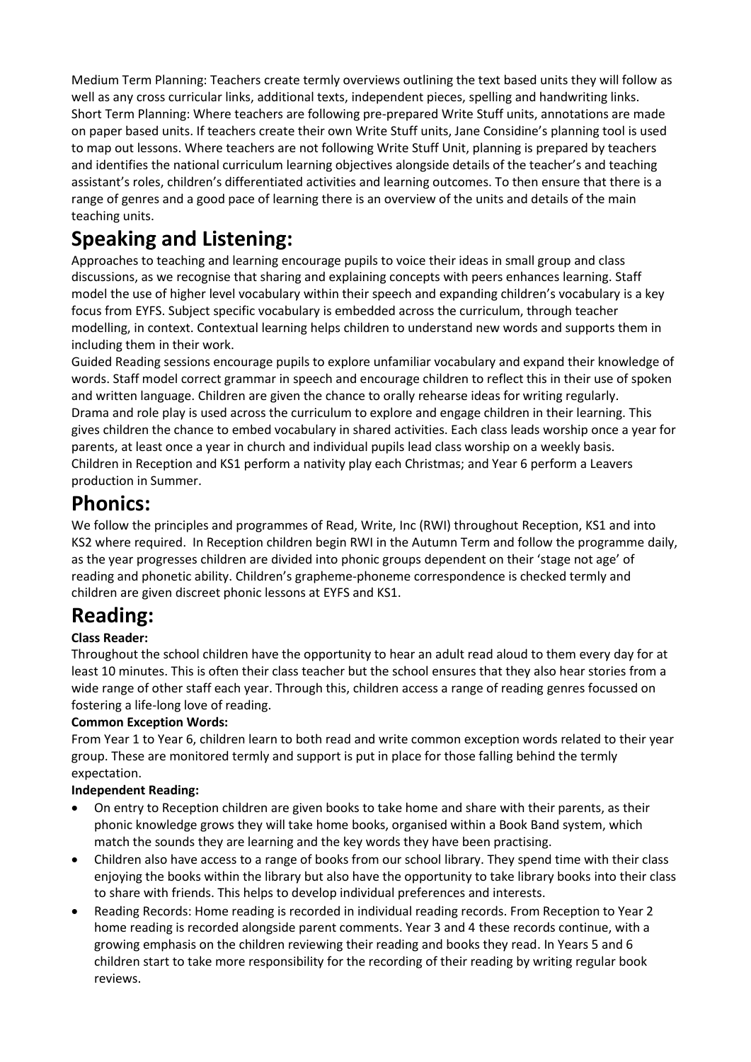Medium Term Planning: Teachers create termly overviews outlining the text based units they will follow as well as any cross curricular links, additional texts, independent pieces, spelling and handwriting links.
Short Term Planning: Where teachers are following pre-prepared Write Stuff units, annotations are made on paper based units. If teachers create their own Write Stuff units, Jane Considine's planning tool is used to map out lessons. Where teachers are not following Write Stuff Unit, planning is prepared by teachers and identifies the national curriculum learning objectives alongside details of the teacher's and teaching assistant's roles, children's differentiated activities and learning outcomes. To then ensure that there is a range of genres and a good pace of learning there is an overview of the units and details of the main teaching units.

# Speaking and Listening:

Approaches to teaching and learning encourage pupils to voice their ideas in small group and class discussions, as we recognise that sharing and explaining concepts with peers enhances learning. Staff model the use of higher level vocabulary within their speech and expanding children's vocabulary is a key focus from EYFS. Subject specific vocabulary is embedded across the curriculum, through teacher modelling, in context. Contextual learning helps children to understand new words and supports them in including them in their work.
Guided Reading sessions encourage pupils to explore unfamiliar vocabulary and expand their knowledge of words. Staff model correct grammar in speech and encourage children to reflect this in their use of spoken and written language. Children are given the chance to orally rehearse ideas for writing regularly.
Drama and role play is used across the curriculum to explore and engage children in their learning. This gives children the chance to embed vocabulary in shared activities. Each class leads worship once a year for parents, at least once a year in church and individual pupils lead class worship on a weekly basis. Children in Reception and KS1 perform a nativity play each Christmas; and Year 6 perform a Leavers production in Summer.

# Phonics:

We follow the principles and programmes of Read, Write, Inc (RWI) throughout Reception, KS1 and into KS2 where required. In Reception children begin RWI in the Autumn Term and follow the programme daily, as the year progresses children are divided into phonic groups dependent on their 'stage not age' of reading and phonetic ability. Children's grapheme-phoneme correspondence is checked termly and children are given discreet phonic lessons at EYFS and KS1.

# Reading:

**Class Reader:**
Throughout the school children have the opportunity to hear an adult read aloud to them every day for at least 10 minutes. This is often their class teacher but the school ensures that they also hear stories from a wide range of other staff each year. Through this, children access a range of reading genres focussed on fostering a life-long love of reading.

**Common Exception Words:**
From Year 1 to Year 6, children learn to both read and write common exception words related to their year group. These are monitored termly and support is put in place for those falling behind the termly expectation.

**Independent Reading:**

- On entry to Reception children are given books to take home and share with their parents, as their phonic knowledge grows they will take home books, organised within a Book Band system, which match the sounds they are learning and the key words they have been practising.
- Children also have access to a range of books from our school library. They spend time with their class enjoying the books within the library but also have the opportunity to take library books into their class to share with friends. This helps to develop individual preferences and interests.
- Reading Records: Home reading is recorded in individual reading records. From Reception to Year 2 home reading is recorded alongside parent comments. Year 3 and 4 these records continue, with a growing emphasis on the children reviewing their reading and books they read. In Years 5 and 6 children start to take more responsibility for the recording of their reading by writing regular book reviews.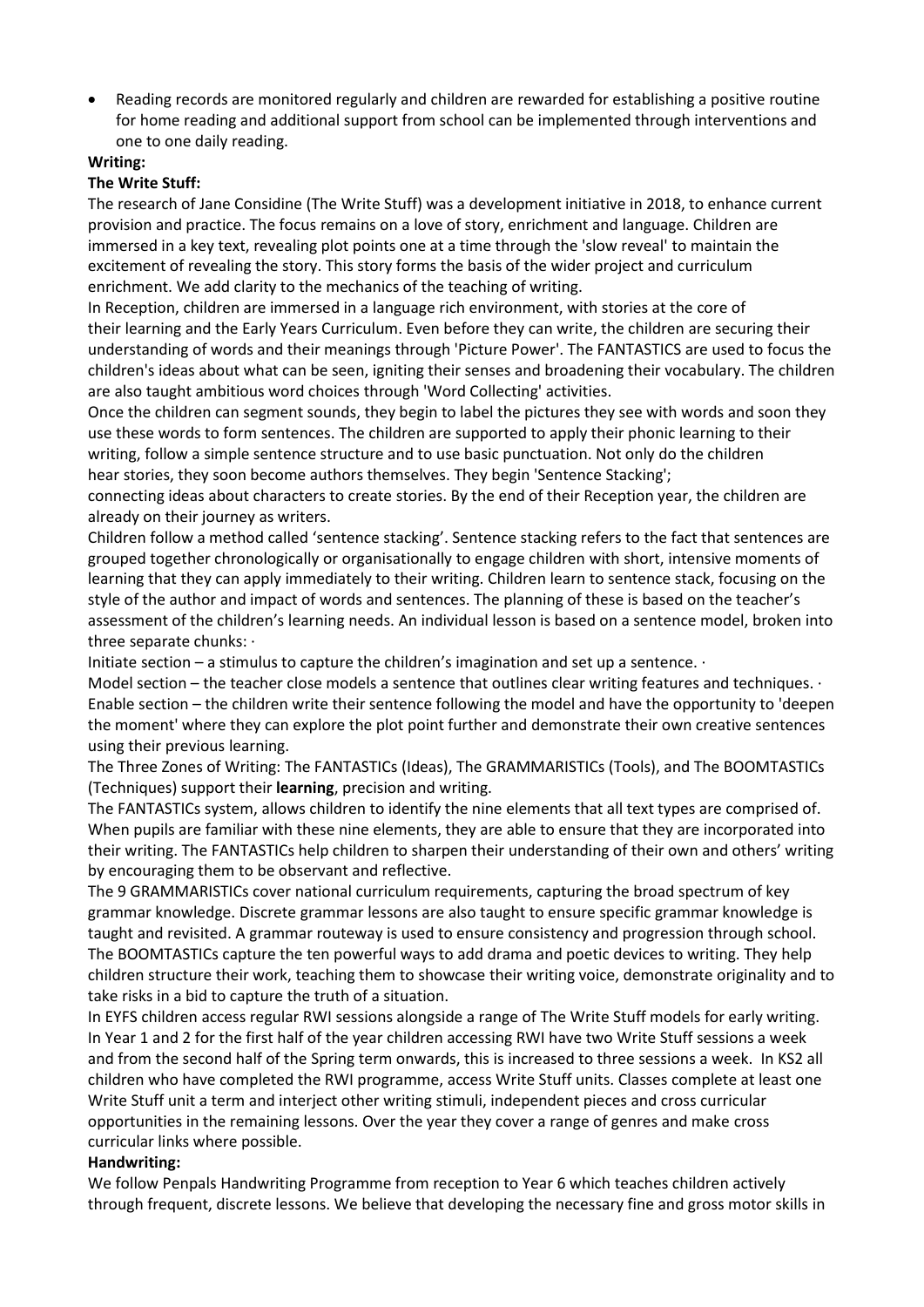- Reading records are monitored regularly and children are rewarded for establishing a positive routine for home reading and additional support from school can be implemented through interventions and one to one daily reading.

**Writing:**

**The Write Stuff:**

The research of Jane Considine (The Write Stuff) was a development initiative in 2018, to enhance current provision and practice. The focus remains on a love of story, enrichment and language. Children are immersed in a key text, revealing plot points one at a time through the 'slow reveal' to maintain the excitement of revealing the story. This story forms the basis of the wider project and curriculum enrichment. We add clarity to the mechanics of the teaching of writing.

In Reception, children are immersed in a language rich environment, with stories at the core of their learning and the Early Years Curriculum. Even before they can write, the children are securing their understanding of words and their meanings through 'Picture Power'. The FANTASTICS are used to focus the children's ideas about what can be seen, igniting their senses and broadening their vocabulary. The children are also taught ambitious word choices through 'Word Collecting' activities.

Once the children can segment sounds, they begin to label the pictures they see with words and soon they use these words to form sentences. The children are supported to apply their phonic learning to their writing, follow a simple sentence structure and to use basic punctuation. Not only do the children hear stories, they soon become authors themselves. They begin 'Sentence Stacking'; connecting ideas about characters to create stories. By the end of their Reception year, the children are already on their journey as writers.

Children follow a method called 'sentence stacking'. Sentence stacking refers to the fact that sentences are grouped together chronologically or organisationally to engage children with short, intensive moments of learning that they can apply immediately to their writing. Children learn to sentence stack, focusing on the style of the author and impact of words and sentences. The planning of these is based on the teacher's assessment of the children's learning needs. An individual lesson is based on a sentence model, broken into three separate chunks: ·

Initiate section – a stimulus to capture the children's imagination and set up a sentence. ·

Model section – the teacher close models a sentence that outlines clear writing features and techniques. ·

Enable section – the children write their sentence following the model and have the opportunity to 'deepen the moment' where they can explore the plot point further and demonstrate their own creative sentences using their previous learning.

The Three Zones of Writing: The FANTASTICs (Ideas), The GRAMMARISTICs (Tools), and The BOOMTASTICs (Techniques) support their **learning**, precision and writing.

The FANTASTICs system, allows children to identify the nine elements that all text types are comprised of. When pupils are familiar with these nine elements, they are able to ensure that they are incorporated into their writing. The FANTASTICs help children to sharpen their understanding of their own and others' writing by encouraging them to be observant and reflective.

The 9 GRAMMARISTICs cover national curriculum requirements, capturing the broad spectrum of key grammar knowledge. Discrete grammar lessons are also taught to ensure specific grammar knowledge is taught and revisited. A grammar routeway is used to ensure consistency and progression through school.

The BOOMTASTICs capture the ten powerful ways to add drama and poetic devices to writing. They help children structure their work, teaching them to showcase their writing voice, demonstrate originality and to take risks in a bid to capture the truth of a situation.

In EYFS children access regular RWI sessions alongside a range of The Write Stuff models for early writing. In Year 1 and 2 for the first half of the year children accessing RWI have two Write Stuff sessions a week and from the second half of the Spring term onwards, this is increased to three sessions a week. In KS2 all children who have completed the RWI programme, access Write Stuff units. Classes complete at least one Write Stuff unit a term and interject other writing stimuli, independent pieces and cross curricular opportunities in the remaining lessons. Over the year they cover a range of genres and make cross curricular links where possible.

**Handwriting:**

We follow Penpals Handwriting Programme from reception to Year 6 which teaches children actively through frequent, discrete lessons. We believe that developing the necessary fine and gross motor skills in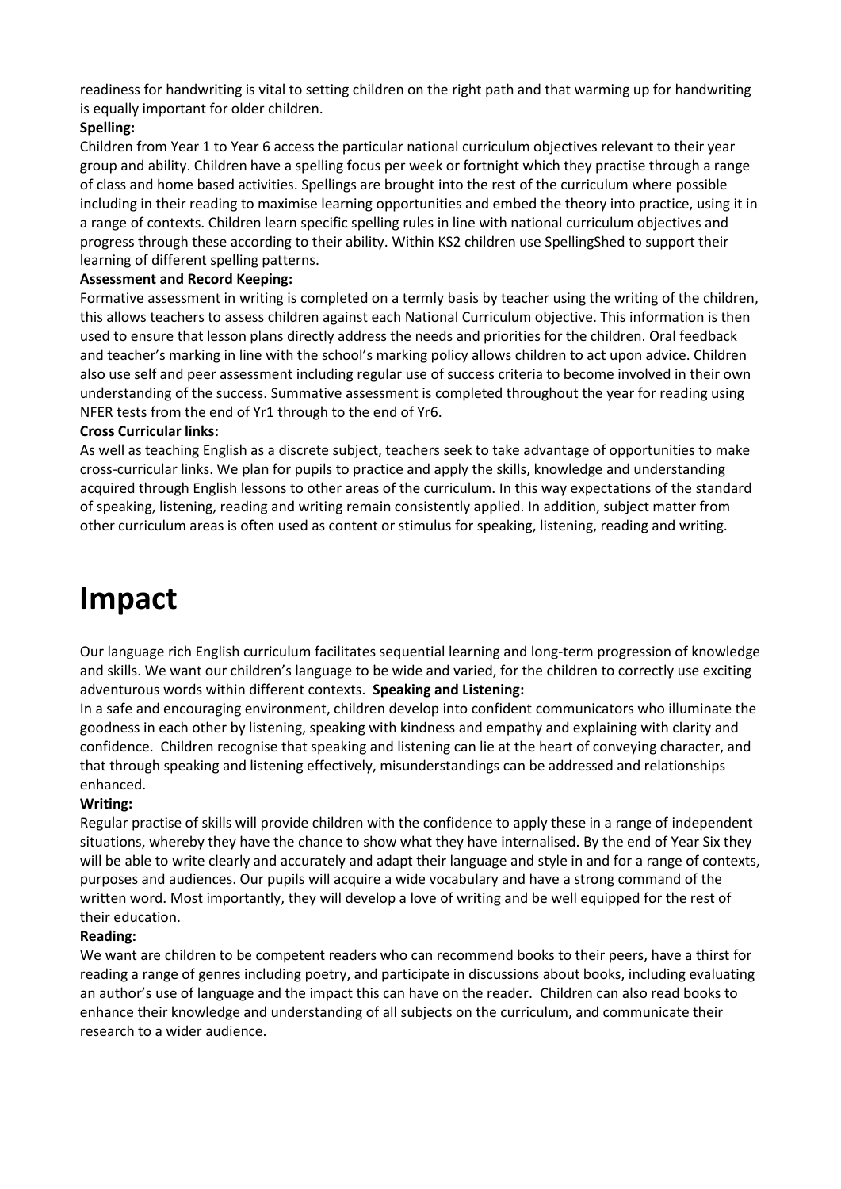readiness for handwriting is vital to setting children on the right path and that warming up for handwriting is equally important for older children.

**Spelling:**

Children from Year 1 to Year 6 access the particular national curriculum objectives relevant to their year group and ability. Children have a spelling focus per week or fortnight which they practise through a range of class and home based activities. Spellings are brought into the rest of the curriculum where possible including in their reading to maximise learning opportunities and embed the theory into practice, using it in a range of contexts. Children learn specific spelling rules in line with national curriculum objectives and progress through these according to their ability. Within KS2 children use SpellingShed to support their learning of different spelling patterns.

**Assessment and Record Keeping:**

Formative assessment in writing is completed on a termly basis by teacher using the writing of the children, this allows teachers to assess children against each National Curriculum objective. This information is then used to ensure that lesson plans directly address the needs and priorities for the children. Oral feedback and teacher's marking in line with the school's marking policy allows children to act upon advice. Children also use self and peer assessment including regular use of success criteria to become involved in their own understanding of the success. Summative assessment is completed throughout the year for reading using NFER tests from the end of Yr1 through to the end of Yr6.

**Cross Curricular links:**

As well as teaching English as a discrete subject, teachers seek to take advantage of opportunities to make cross-curricular links. We plan for pupils to practice and apply the skills, knowledge and understanding acquired through English lessons to other areas of the curriculum. In this way expectations of the standard of speaking, listening, reading and writing remain consistently applied. In addition, subject matter from other curriculum areas is often used as content or stimulus for speaking, listening, reading and writing.

# Impact

Our language rich English curriculum facilitates sequential learning and long-term progression of knowledge and skills. We want our children's language to be wide and varied, for the children to correctly use exciting adventurous words within different contexts. **Speaking and Listening:**

In a safe and encouraging environment, children develop into confident communicators who illuminate the goodness in each other by listening, speaking with kindness and empathy and explaining with clarity and confidence. Children recognise that speaking and listening can lie at the heart of conveying character, and that through speaking and listening effectively, misunderstandings can be addressed and relationships enhanced.

**Writing:**

Regular practise of skills will provide children with the confidence to apply these in a range of independent situations, whereby they have the chance to show what they have internalised. By the end of Year Six they will be able to write clearly and accurately and adapt their language and style in and for a range of contexts, purposes and audiences. Our pupils will acquire a wide vocabulary and have a strong command of the written word. Most importantly, they will develop a love of writing and be well equipped for the rest of their education.

**Reading:**

We want are children to be competent readers who can recommend books to their peers, have a thirst for reading a range of genres including poetry, and participate in discussions about books, including evaluating an author's use of language and the impact this can have on the reader. Children can also read books to enhance their knowledge and understanding of all subjects on the curriculum, and communicate their research to a wider audience.